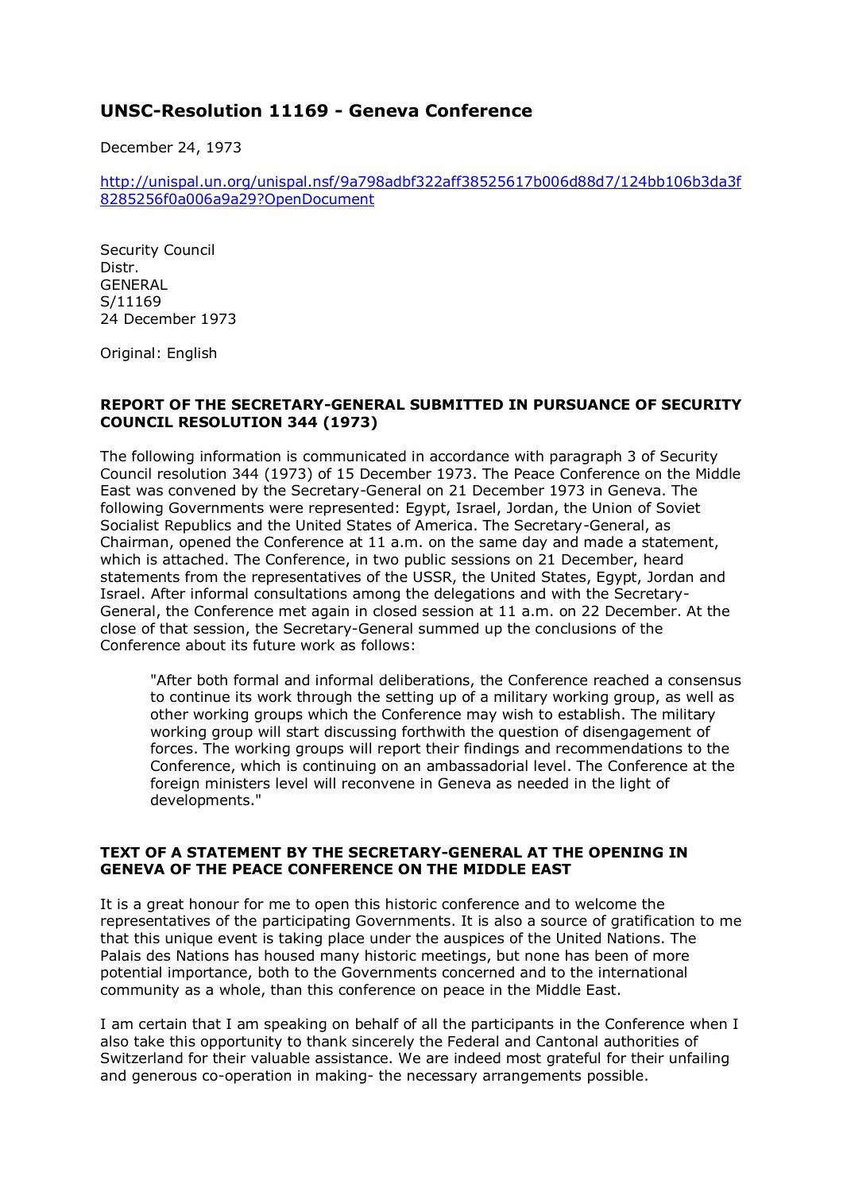# UNSC-Resolution 11169 - Geneva Conference

December 24, 1973

http://unispal.un.org/unispal.nsf/9a798adbf322aff38525617b006d88d7/124bb106b3da3f8285256f0a006a9a29?OpenDocument

Security Council
Distr.
GENERAL
S/11169
24 December 1973

Original: English

**REPORT OF THE SECRETARY-GENERAL SUBMITTED IN PURSUANCE OF SECURITY COUNCIL RESOLUTION 344 (1973)**

The following information is communicated in accordance with paragraph 3 of Security Council resolution 344 (1973) of 15 December 1973. The Peace Conference on the Middle East was convened by the Secretary-General on 21 December 1973 in Geneva. The following Governments were represented: Egypt, Israel, Jordan, the Union of Soviet Socialist Republics and the United States of America. The Secretary-General, as Chairman, opened the Conference at 11 a.m. on the same day and made a statement, which is attached. The Conference, in two public sessions on 21 December, heard statements from the representatives of the USSR, the United States, Egypt, Jordan and Israel. After informal consultations among the delegations and with the Secretary-General, the Conference met again in closed session at 11 a.m. on 22 December. At the close of that session, the Secretary-General summed up the conclusions of the Conference about its future work as follows:

> "After both formal and informal deliberations, the Conference reached a consensus to continue its work through the setting up of a military working group, as well as other working groups which the Conference may wish to establish. The military working group will start discussing forthwith the question of disengagement of forces. The working groups will report their findings and recommendations to the Conference, which is continuing on an ambassadorial level. The Conference at the foreign ministers level will reconvene in Geneva as needed in the light of developments."

**TEXT OF A STATEMENT BY THE SECRETARY-GENERAL AT THE OPENING IN GENEVA OF THE PEACE CONFERENCE ON THE MIDDLE EAST**

It is a great honour for me to open this historic conference and to welcome the representatives of the participating Governments. It is also a source of gratification to me that this unique event is taking place under the auspices of the United Nations. The Palais des Nations has housed many historic meetings, but none has been of more potential importance, both to the Governments concerned and to the international community as a whole, than this conference on peace in the Middle East.

I am certain that I am speaking on behalf of all the participants in the Conference when I also take this opportunity to thank sincerely the Federal and Cantonal authorities of Switzerland for their valuable assistance. We are indeed most grateful for their unfailing and generous co-operation in making- the necessary arrangements possible.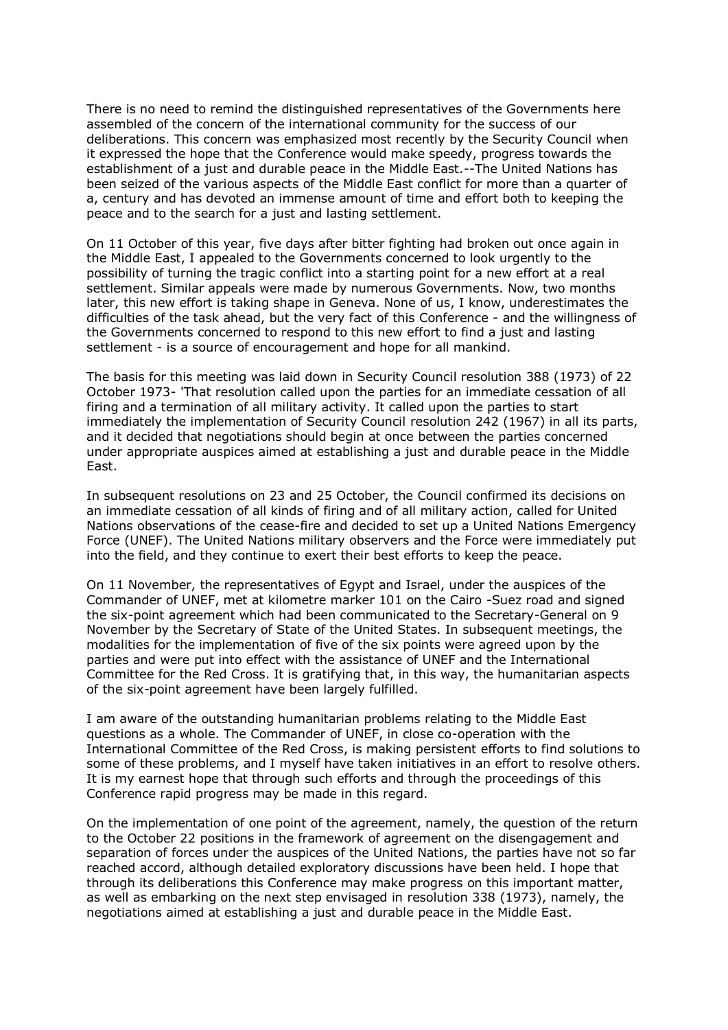There is no need to remind the distinguished representatives of the Governments here assembled of the concern of the international community for the success of our deliberations. This concern was emphasized most recently by the Security Council when it expressed the hope that the Conference would make speedy, progress towards the establishment of a just and durable peace in the Middle East.--The United Nations has been seized of the various aspects of the Middle East conflict for more than a quarter of a, century and has devoted an immense amount of time and effort both to keeping the peace and to the search for a just and lasting settlement.

On 11 October of this year, five days after bitter fighting had broken out once again in the Middle East, I appealed to the Governments concerned to look urgently to the possibility of turning the tragic conflict into a starting point for a new effort at a real settlement. Similar appeals were made by numerous Governments. Now, two months later, this new effort is taking shape in Geneva. None of us, I know, underestimates the difficulties of the task ahead, but the very fact of this Conference - and the willingness of the Governments concerned to respond to this new effort to find a just and lasting settlement - is a source of encouragement and hope for all mankind.

The basis for this meeting was laid down in Security Council resolution 388 (1973) of 22 October 1973- 'That resolution called upon the parties for an immediate cessation of all firing and a termination of all military activity. It called upon the parties to start immediately the implementation of Security Council resolution 242 (1967) in all its parts, and it decided that negotiations should begin at once between the parties concerned under appropriate auspices aimed at establishing a just and durable peace in the Middle East.

In subsequent resolutions on 23 and 25 October, the Council confirmed its decisions on an immediate cessation of all kinds of firing and of all military action, called for United Nations observations of the cease-fire and decided to set up a United Nations Emergency Force (UNEF). The United Nations military observers and the Force were immediately put into the field, and they continue to exert their best efforts to keep the peace.

On 11 November, the representatives of Egypt and Israel, under the auspices of the Commander of UNEF, met at kilometre marker 101 on the Cairo -Suez road and signed the six-point agreement which had been communicated to the Secretary-General on 9 November by the Secretary of State of the United States. In subsequent meetings, the modalities for the implementation of five of the six points were agreed upon by the parties and were put into effect with the assistance of UNEF and the International Committee for the Red Cross. It is gratifying that, in this way, the humanitarian aspects of the six-point agreement have been largely fulfilled.

I am aware of the outstanding humanitarian problems relating to the Middle East questions as a whole. The Commander of UNEF, in close co-operation with the International Committee of the Red Cross, is making persistent efforts to find solutions to some of these problems, and I myself have taken initiatives in an effort to resolve others. It is my earnest hope that through such efforts and through the proceedings of this Conference rapid progress may be made in this regard.

On the implementation of one point of the agreement, namely, the question of the return to the October 22 positions in the framework of agreement on the disengagement and separation of forces under the auspices of the United Nations, the parties have not so far reached accord, although detailed exploratory discussions have been held. I hope that through its deliberations this Conference may make progress on this important matter, as well as embarking on the next step envisaged in resolution 338 (1973), namely, the negotiations aimed at establishing a just and durable peace in the Middle East.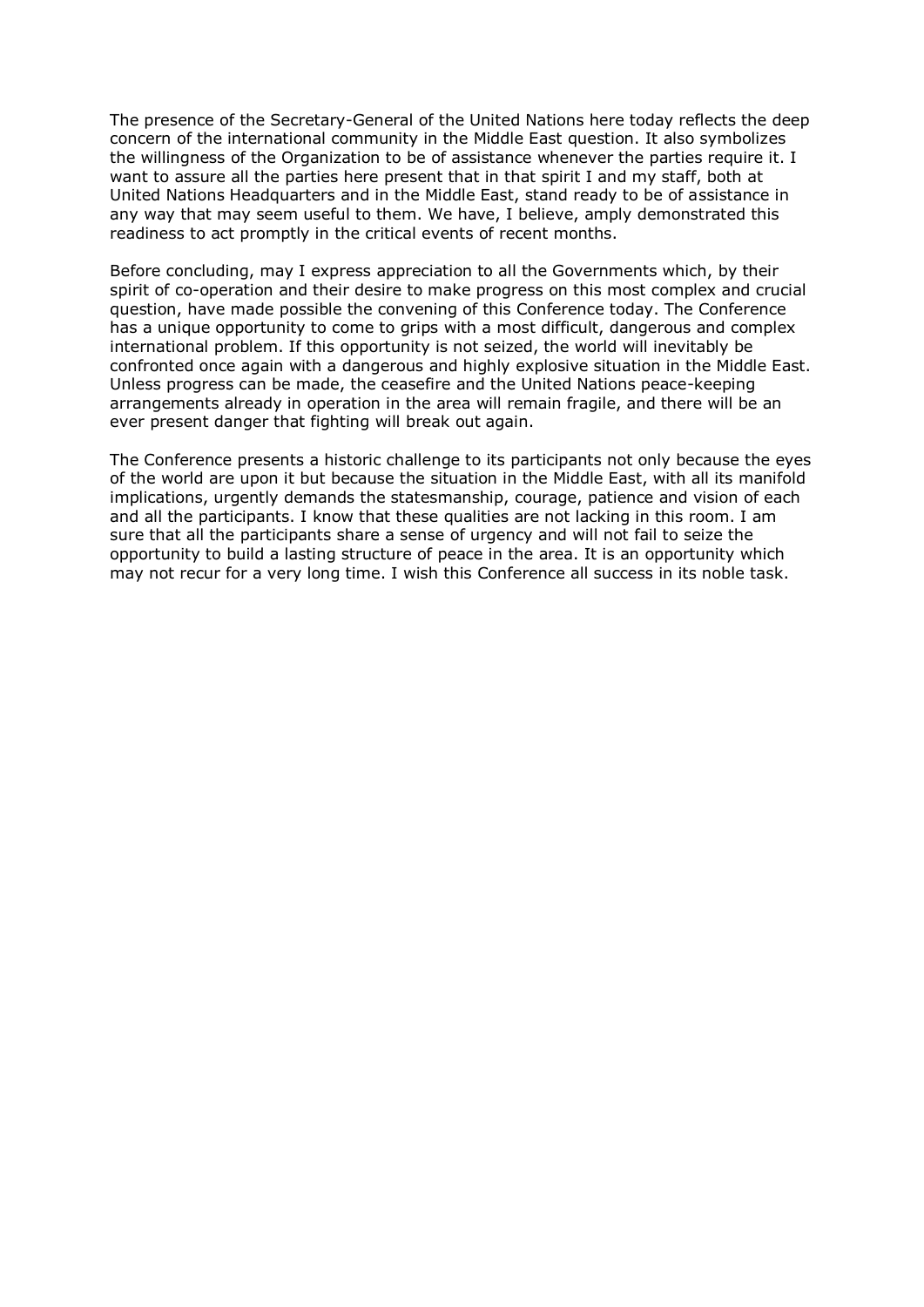The presence of the Secretary-General of the United Nations here today reflects the deep concern of the international community in the Middle East question. It also symbolizes the willingness of the Organization to be of assistance whenever the parties require it. I want to assure all the parties here present that in that spirit I and my staff, both at United Nations Headquarters and in the Middle East, stand ready to be of assistance in any way that may seem useful to them. We have, I believe, amply demonstrated this readiness to act promptly in the critical events of recent months.

Before concluding, may I express appreciation to all the Governments which, by their spirit of co-operation and their desire to make progress on this most complex and crucial question, have made possible the convening of this Conference today. The Conference has a unique opportunity to come to grips with a most difficult, dangerous and complex international problem. If this opportunity is not seized, the world will inevitably be confronted once again with a dangerous and highly explosive situation in the Middle East. Unless progress can be made, the ceasefire and the United Nations peace-keeping arrangements already in operation in the area will remain fragile, and there will be an ever present danger that fighting will break out again.

The Conference presents a historic challenge to its participants not only because the eyes of the world are upon it but because the situation in the Middle East, with all its manifold implications, urgently demands the statesmanship, courage, patience and vision of each and all the participants. I know that these qualities are not lacking in this room. I am sure that all the participants share a sense of urgency and will not fail to seize the opportunity to build a lasting structure of peace in the area. It is an opportunity which may not recur for a very long time. I wish this Conference all success in its noble task.